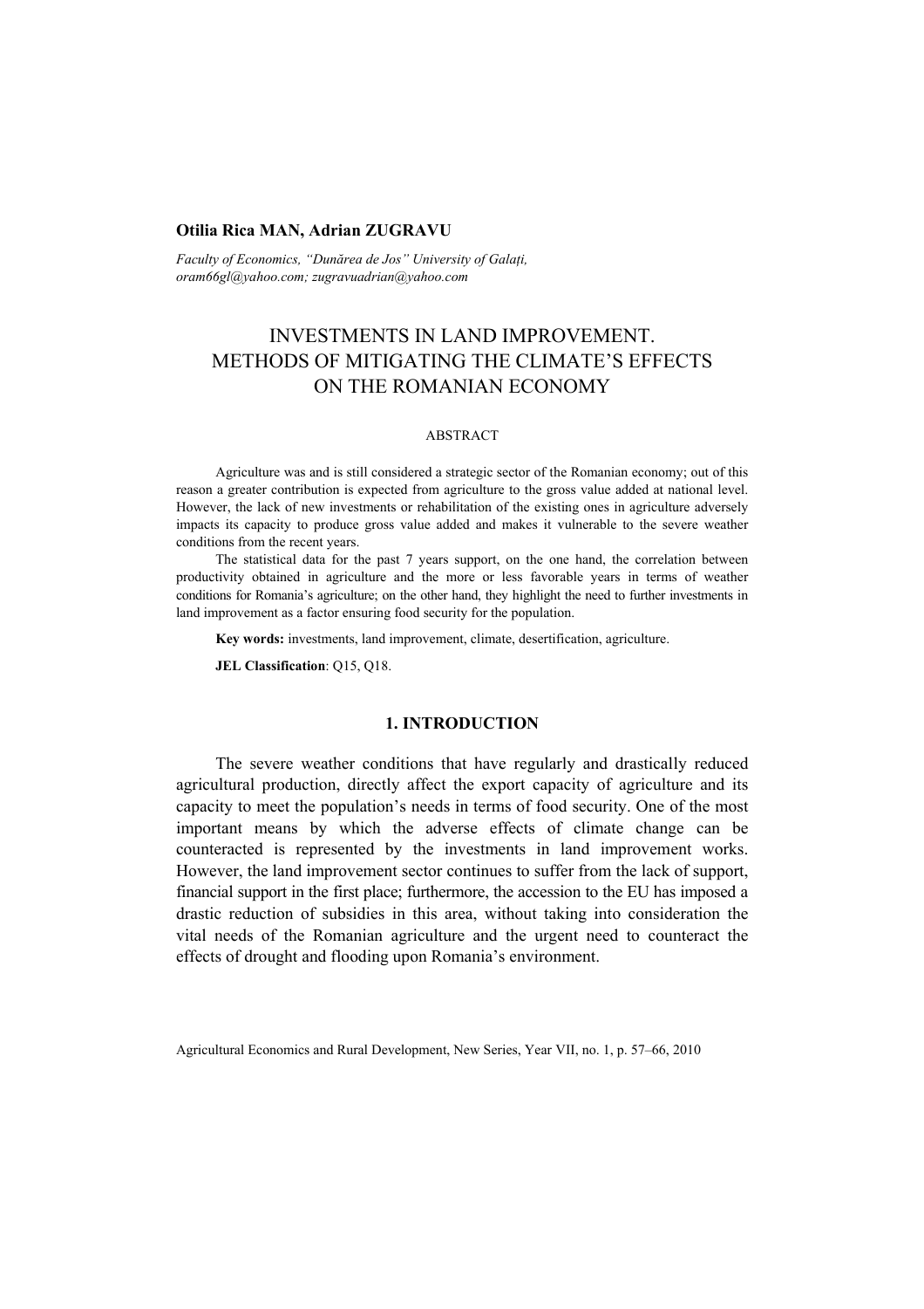**Otilia Rica MAN, Adrian ZUGRAVU**

*Faculty of Economics, "Dunărea de Jos" University of Galați, oram66gl@yahoo.com; zugravuadrian@yahoo.com*

# INVESTMENTS IN LAND IMPROVEMENT. METHODS OF MITIGATING THE CLIMATE'S EFFECTS ON THE ROMANIAN ECONOMY

ABSTRACT

Agriculture was and is still considered a strategic sector of the Romanian economy; out of this reason a greater contribution is expected from agriculture to the gross value added at national level. However, the lack of new investments or rehabilitation of the existing ones in agriculture adversely impacts its capacity to produce gross value added and makes it vulnerable to the severe weather conditions from the recent years.

The statistical data for the past 7 years support, on the one hand, the correlation between productivity obtained in agriculture and the more or less favorable years in terms of weather conditions for Romania's agriculture; on the other hand, they highlight the need to further investments in land improvement as a factor ensuring food security for the population.

**Key words:** investments, land improvement, climate, desertification, agriculture.

**JEL Classification**: Q15, Q18.

## 1. INTRODUCTION

The severe weather conditions that have regularly and drastically reduced agricultural production, directly affect the export capacity of agriculture and its capacity to meet the population's needs in terms of food security. One of the most important means by which the adverse effects of climate change can be counteracted is represented by the investments in land improvement works. However, the land improvement sector continues to suffer from the lack of support, financial support in the first place; furthermore, the accession to the EU has imposed a drastic reduction of subsidies in this area, without taking into consideration the vital needs of the Romanian agriculture and the urgent need to counteract the effects of drought and flooding upon Romania's environment.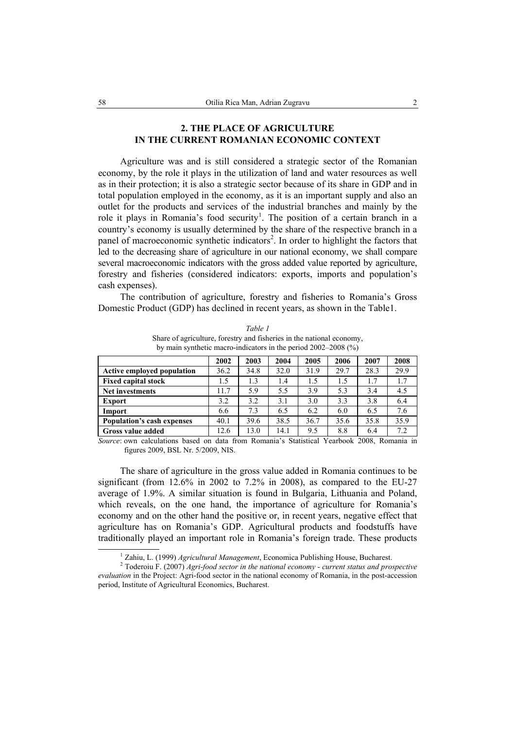## 2. THE PLACE OF AGRICULTURE IN THE CURRENT ROMANIAN ECONOMIC CONTEXT

Agriculture was and is still considered a strategic sector of the Romanian economy, by the role it plays in the utilization of land and water resources as well as in their protection; it is also a strategic sector because of its share in GDP and in total population employed in the economy, as it is an important supply and also an outlet for the products and services of the industrial branches and mainly by the role it plays in Romania's food security[1]. The position of a certain branch in a country's economy is usually determined by the share of the respective branch in a panel of macroeconomic synthetic indicators[2]. In order to highlight the factors that led to the decreasing share of agriculture in our national economy, we shall compare several macroeconomic indicators with the gross added value reported by agriculture, forestry and fisheries (considered indicators: exports, imports and population's cash expenses).

The contribution of agriculture, forestry and fisheries to Romania's Gross Domestic Product (GDP) has declined in recent years, as shown in the Table1.

*Table 1*

Share of agriculture, forestry and fisheries in the national economy, by main synthetic macro-indicators in the period 2002–2008 (%)

| | 2002 | 2003 | 2004 | 2005 | 2006 | 2007 | 2008 |
|---|---|---|---|---|---|---|---|
| **Active employed population** | 36.2 | 34.8 | 32.0 | 31.9 | 29.7 | 28.3 | 29.9 |
| **Fixed capital stock** | 1.5 | 1.3 | 1.4 | 1.5 | 1.5 | 1.7 | 1.7 |
| **Net investments** | 11.7 | 5.9 | 5.5 | 3.9 | 5.3 | 3.4 | 4.5 |
| **Export** | 3.2 | 3.2 | 3.1 | 3.0 | 3.3 | 3.8 | 6.4 |
| **Import** | 6.6 | 7.3 | 6.5 | 6.2 | 6.0 | 6.5 | 7.6 |
| **Population's cash expenses** | 40.1 | 39.6 | 38.5 | 36.7 | 35.6 | 35.8 | 35.9 |
| **Gross value added** | 12.6 | 13.0 | 14.1 | 9.5 | 8.8 | 6.4 | 7.2 |

*Source*: own calculations based on data from Romania's Statistical Yearbook 2008, Romania in figures 2009, BSL Nr. 5/2009, NIS.

The share of agriculture in the gross value added in Romania continues to be significant (from 12.6% in 2002 to 7.2% in 2008), as compared to the EU-27 average of 1.9%. A similar situation is found in Bulgaria, Lithuania and Poland, which reveals, on the one hand, the importance of agriculture for Romania's economy and on the other hand the positive or, in recent years, negative effect that agriculture has on Romania's GDP. Agricultural products and foodstuffs have traditionally played an important role in Romania's foreign trade. These products

[1] Zahiu, L. (1999) *Agricultural Management*, Economica Publishing House, Bucharest.

[2] Toderoiu F. (2007) *Agri-food sector in the national economy - current status and prospective evaluation* in the Project: Agri-food sector in the national economy of Romania, in the post-accession period, Institute of Agricultural Economics, Bucharest.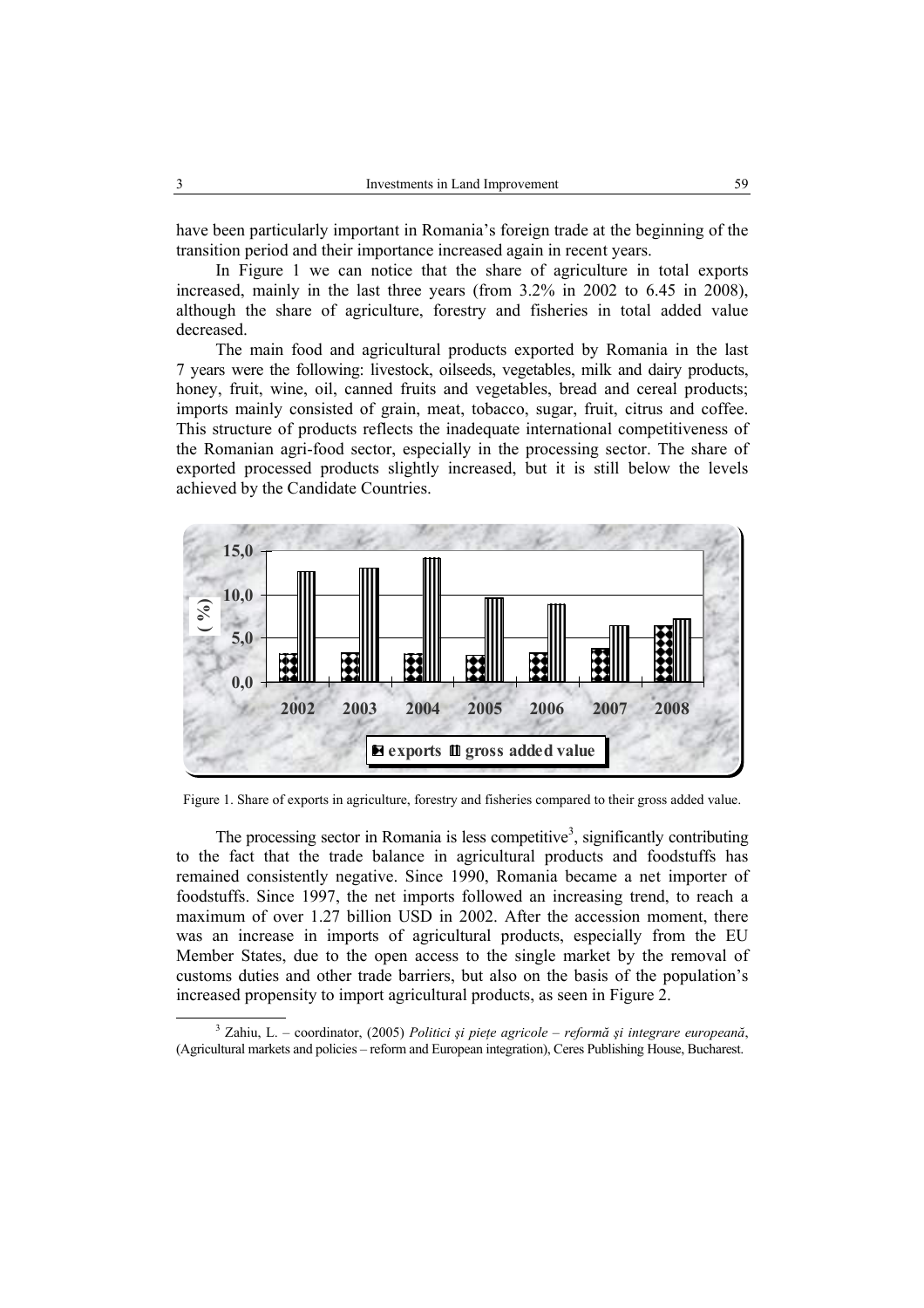have been particularly important in Romania's foreign trade at the beginning of the transition period and their importance increased again in recent years.

In Figure 1 we can notice that the share of agriculture in total exports increased, mainly in the last three years (from 3.2% in 2002 to 6.45 in 2008), although the share of agriculture, forestry and fisheries in total added value decreased.

The main food and agricultural products exported by Romania in the last 7 years were the following: livestock, oilseeds, vegetables, milk and dairy products, honey, fruit, wine, oil, canned fruits and vegetables, bread and cereal products; imports mainly consisted of grain, meat, tobacco, sugar, fruit, citrus and coffee. This structure of products reflects the inadequate international competitiveness of the Romanian agri-food sector, especially in the processing sector. The share of exported processed products slightly increased, but it is still below the levels achieved by the Candidate Countries.

Figure 1. Share of exports in agriculture, forestry and fisheries compared to their gross added value.

The processing sector in Romania is less competitive[3], significantly contributing to the fact that the trade balance in agricultural products and foodstuffs has remained consistently negative. Since 1990, Romania became a net importer of foodstuffs. Since 1997, the net imports followed an increasing trend, to reach a maximum of over 1.27 billion USD in 2002. After the accession moment, there was an increase in imports of agricultural products, especially from the EU Member States, due to the open access to the single market by the removal of customs duties and other trade barriers, but also on the basis of the population's increased propensity to import agricultural products, as seen in Figure 2.

[3] Zahiu, L. – coordinator, (2005) *Politici şi pieţe agricole – reformă şi integrare europeană*, (Agricultural markets and policies – reform and European integration), Ceres Publishing House, Bucharest.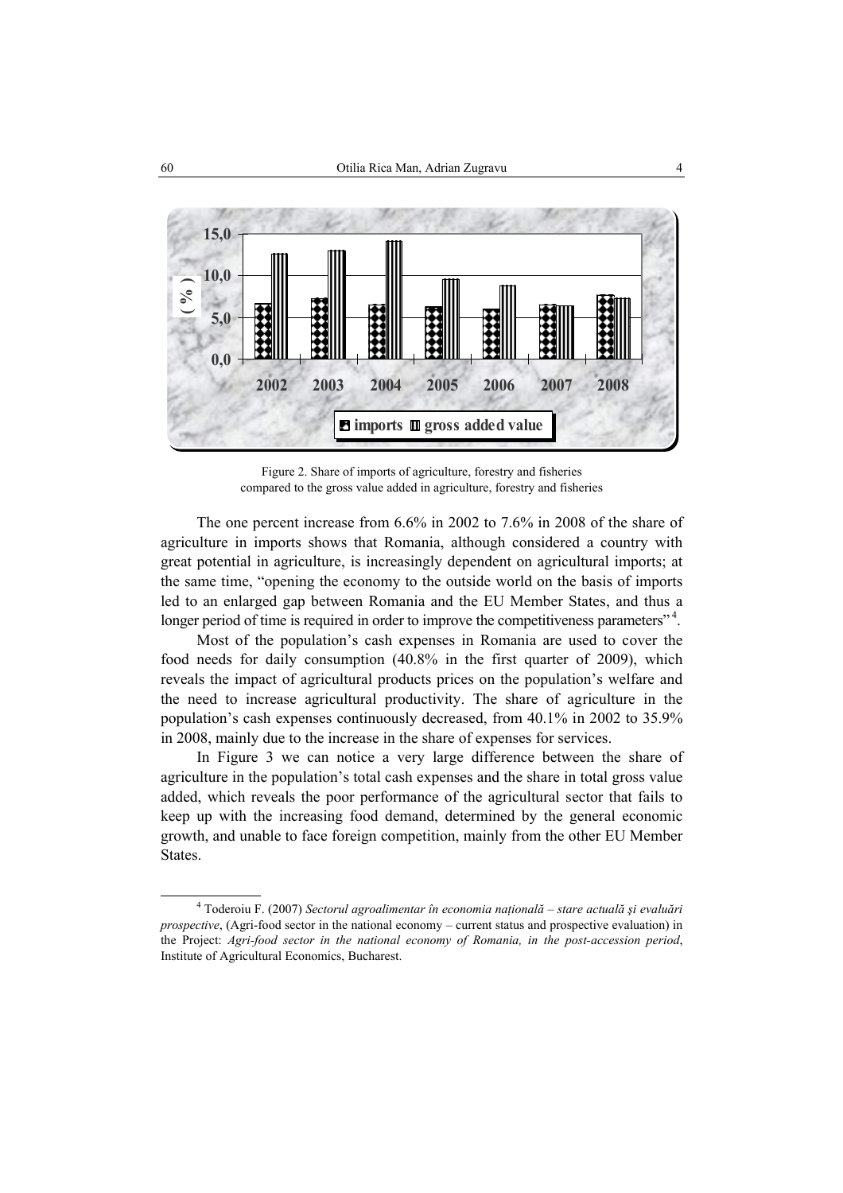Figure 2. Share of imports of agriculture, forestry and fisheries compared to the gross value added in agriculture, forestry and fisheries

The one percent increase from 6.6% in 2002 to 7.6% in 2008 of the share of agriculture in imports shows that Romania, although considered a country with great potential in agriculture, is increasingly dependent on agricultural imports; at the same time, "opening the economy to the outside world on the basis of imports led to an enlarged gap between Romania and the EU Member States, and thus a longer period of time is required in order to improve the competitiveness parameters"[4].

Most of the population's cash expenses in Romania are used to cover the food needs for daily consumption (40.8% in the first quarter of 2009), which reveals the impact of agricultural products prices on the population's welfare and the need to increase agricultural productivity. The share of agriculture in the population's cash expenses continuously decreased, from 40.1% in 2002 to 35.9% in 2008, mainly due to the increase in the share of expenses for services.

In Figure 3 we can notice a very large difference between the share of agriculture in the population's total cash expenses and the share in total gross value added, which reveals the poor performance of the agricultural sector that fails to keep up with the increasing food demand, determined by the general economic growth, and unable to face foreign competition, mainly from the other EU Member States.

---

[4] Toderoiu F. (2007) *Sectorul agroalimentar în economia națională – stare actuală și evaluări prospective*, (Agri-food sector in the national economy – current status and prospective evaluation) in the Project: *Agri-food sector in the national economy of Romania, in the post-accession period*, Institute of Agricultural Economics, Bucharest.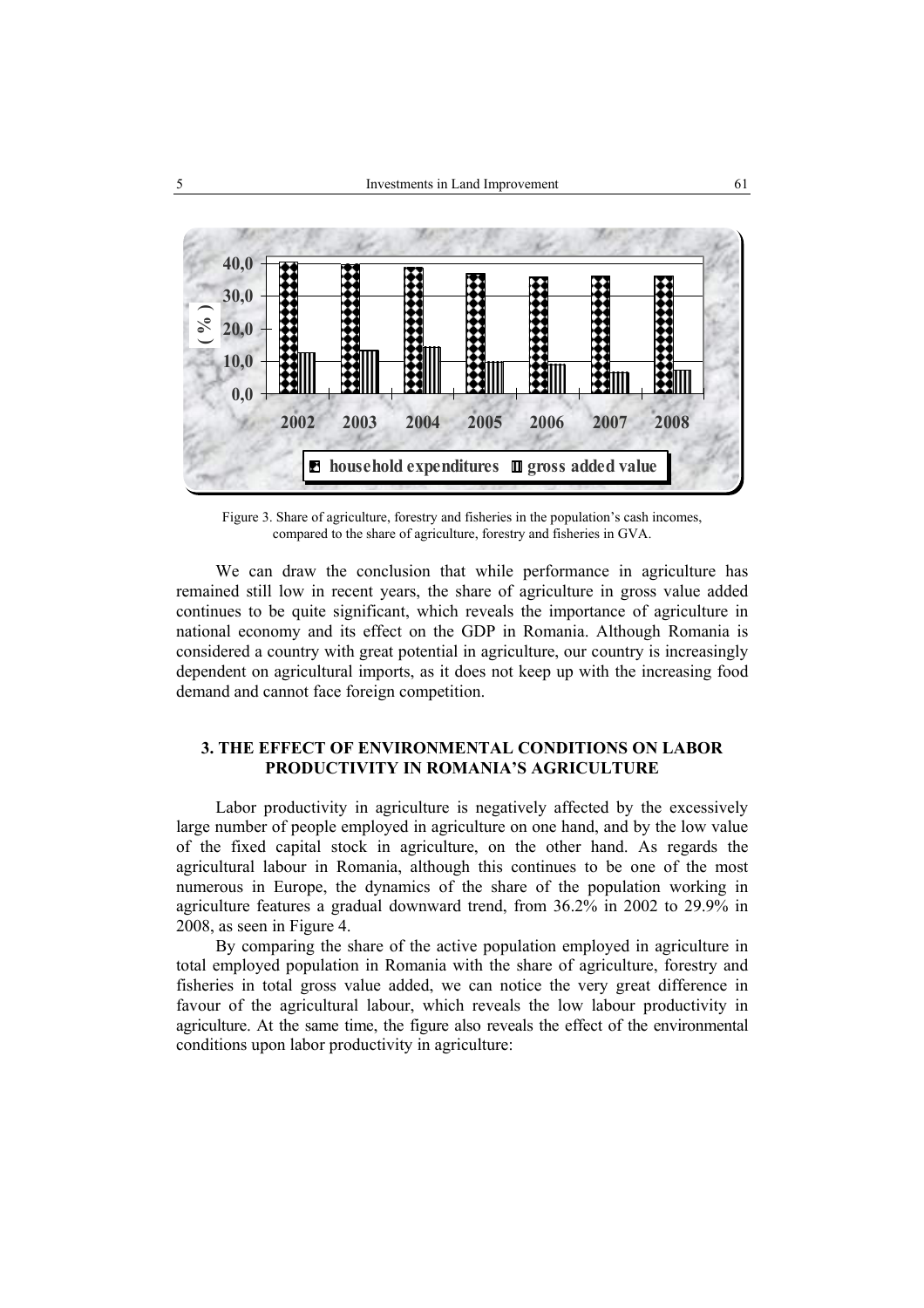Figure 3. Share of agriculture, forestry and fisheries in the population's cash incomes, compared to the share of agriculture, forestry and fisheries in GVA.

We can draw the conclusion that while performance in agriculture has remained still low in recent years, the share of agriculture in gross value added continues to be quite significant, which reveals the importance of agriculture in national economy and its effect on the GDP in Romania. Although Romania is considered a country with great potential in agriculture, our country is increasingly dependent on agricultural imports, as it does not keep up with the increasing food demand and cannot face foreign competition.

## 3. THE EFFECT OF ENVIRONMENTAL CONDITIONS ON LABOR PRODUCTIVITY IN ROMANIA'S AGRICULTURE

Labor productivity in agriculture is negatively affected by the excessively large number of people employed in agriculture on one hand, and by the low value of the fixed capital stock in agriculture, on the other hand. As regards the agricultural labour in Romania, although this continues to be one of the most numerous in Europe, the dynamics of the share of the population working in agriculture features a gradual downward trend, from 36.2% in 2002 to 29.9% in 2008, as seen in Figure 4.

By comparing the share of the active population employed in agriculture in total employed population in Romania with the share of agriculture, forestry and fisheries in total gross value added, we can notice the very great difference in favour of the agricultural labour, which reveals the low labour productivity in agriculture. At the same time, the figure also reveals the effect of the environmental conditions upon labor productivity in agriculture: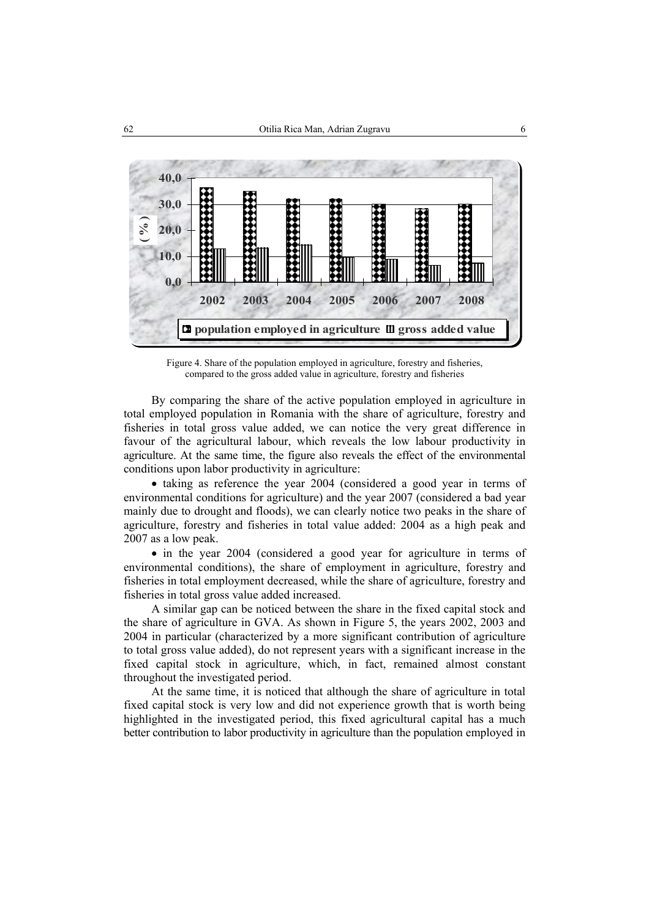Figure 4. Share of the population employed in agriculture, forestry and fisheries, compared to the gross added value in agriculture, forestry and fisheries

By comparing the share of the active population employed in agriculture in total employed population in Romania with the share of agriculture, forestry and fisheries in total gross value added, we can notice the very great difference in favour of the agricultural labour, which reveals the low labour productivity in agriculture. At the same time, the figure also reveals the effect of the environmental conditions upon labor productivity in agriculture:

- taking as reference the year 2004 (considered a good year in terms of environmental conditions for agriculture) and the year 2007 (considered a bad year mainly due to drought and floods), we can clearly notice two peaks in the share of agriculture, forestry and fisheries in total value added: 2004 as a high peak and 2007 as a low peak.
- in the year 2004 (considered a good year for agriculture in terms of environmental conditions), the share of employment in agriculture, forestry and fisheries in total employment decreased, while the share of agriculture, forestry and fisheries in total gross value added increased.

A similar gap can be noticed between the share in the fixed capital stock and the share of agriculture in GVA. As shown in Figure 5, the years 2002, 2003 and 2004 in particular (characterized by a more significant contribution of agriculture to total gross value added), do not represent years with a significant increase in the fixed capital stock in agriculture, which, in fact, remained almost constant throughout the investigated period.

At the same time, it is noticed that although the share of agriculture in total fixed capital stock is very low and did not experience growth that is worth being highlighted in the investigated period, this fixed agricultural capital has a much better contribution to labor productivity in agriculture than the population employed in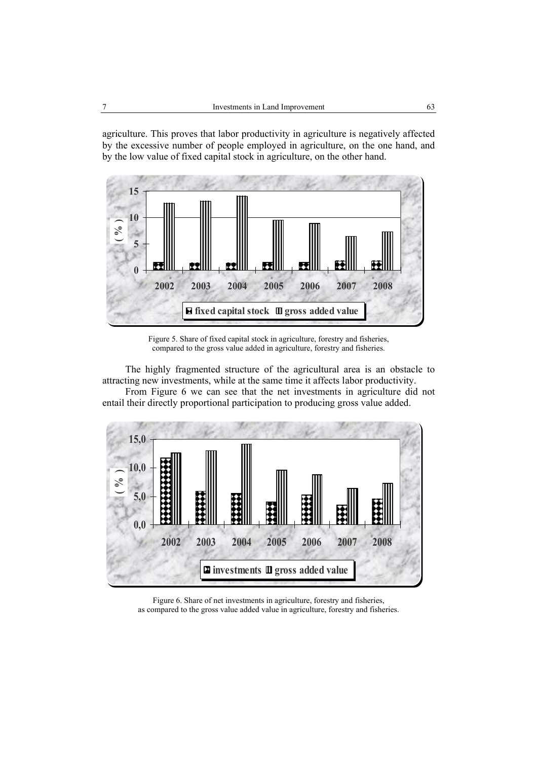agriculture. This proves that labor productivity in agriculture is negatively affected by the excessive number of people employed in agriculture, on the one hand, and by the low value of fixed capital stock in agriculture, on the other hand.

Figure 5. Share of fixed capital stock in agriculture, forestry and fisheries, compared to the gross value added in agriculture, forestry and fisheries.

The highly fragmented structure of the agricultural area is an obstacle to attracting new investments, while at the same time it affects labor productivity.

From Figure 6 we can see that the net investments in agriculture did not entail their directly proportional participation to producing gross value added.

Figure 6. Share of net investments in agriculture, forestry and fisheries, as compared to the gross value added value in agriculture, forestry and fisheries.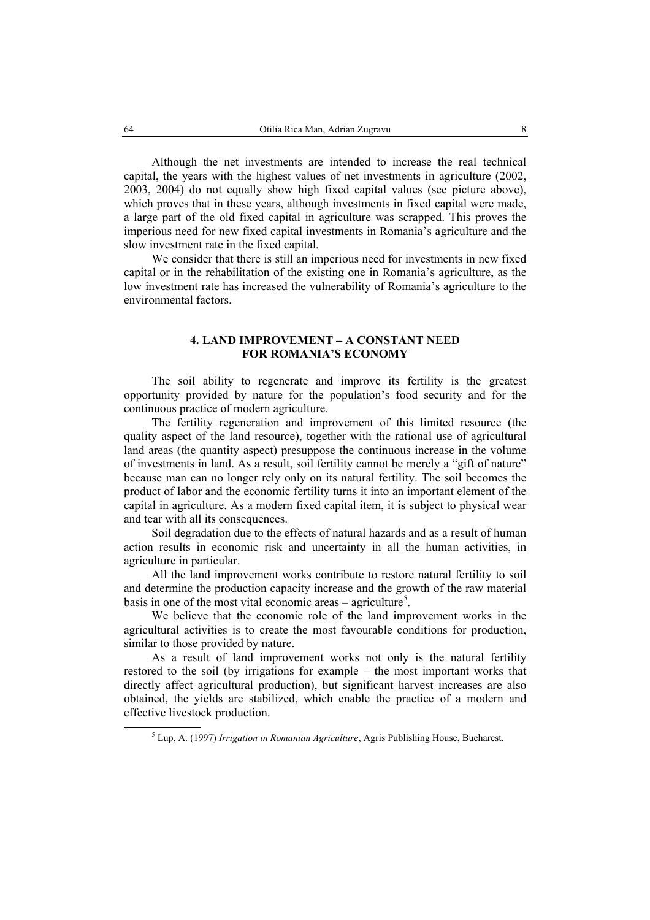Although the net investments are intended to increase the real technical capital, the years with the highest values of net investments in agriculture (2002, 2003, 2004) do not equally show high fixed capital values (see picture above), which proves that in these years, although investments in fixed capital were made, a large part of the old fixed capital in agriculture was scrapped. This proves the imperious need for new fixed capital investments in Romania's agriculture and the slow investment rate in the fixed capital.

We consider that there is still an imperious need for investments in new fixed capital or in the rehabilitation of the existing one in Romania's agriculture, as the low investment rate has increased the vulnerability of Romania's agriculture to the environmental factors.

## 4. LAND IMPROVEMENT – A CONSTANT NEED FOR ROMANIA'S ECONOMY

The soil ability to regenerate and improve its fertility is the greatest opportunity provided by nature for the population's food security and for the continuous practice of modern agriculture.

The fertility regeneration and improvement of this limited resource (the quality aspect of the land resource), together with the rational use of agricultural land areas (the quantity aspect) presuppose the continuous increase in the volume of investments in land. As a result, soil fertility cannot be merely a "gift of nature" because man can no longer rely only on its natural fertility. The soil becomes the product of labor and the economic fertility turns it into an important element of the capital in agriculture. As a modern fixed capital item, it is subject to physical wear and tear with all its consequences.

Soil degradation due to the effects of natural hazards and as a result of human action results in economic risk and uncertainty in all the human activities, in agriculture in particular.

All the land improvement works contribute to restore natural fertility to soil and determine the production capacity increase and the growth of the raw material basis in one of the most vital economic areas – agriculture[5].

We believe that the economic role of the land improvement works in the agricultural activities is to create the most favourable conditions for production, similar to those provided by nature.

As a result of land improvement works not only is the natural fertility restored to the soil (by irrigations for example – the most important works that directly affect agricultural production), but significant harvest increases are also obtained, the yields are stabilized, which enable the practice of a modern and effective livestock production.

[5] Lup, A. (1997) *Irrigation in Romanian Agriculture*, Agris Publishing House, Bucharest.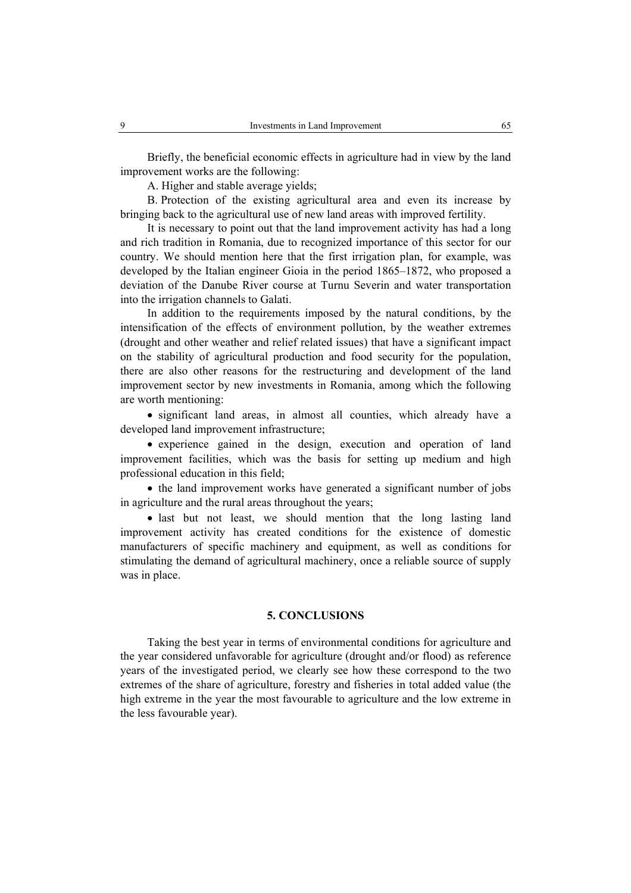Briefly, the beneficial economic effects in agriculture had in view by the land improvement works are the following:

A. Higher and stable average yields;

B. Protection of the existing agricultural area and even its increase by bringing back to the agricultural use of new land areas with improved fertility.

It is necessary to point out that the land improvement activity has had a long and rich tradition in Romania, due to recognized importance of this sector for our country. We should mention here that the first irrigation plan, for example, was developed by the Italian engineer Gioia in the period 1865–1872, who proposed a deviation of the Danube River course at Turnu Severin and water transportation into the irrigation channels to Galati.

In addition to the requirements imposed by the natural conditions, by the intensification of the effects of environment pollution, by the weather extremes (drought and other weather and relief related issues) that have a significant impact on the stability of agricultural production and food security for the population, there are also other reasons for the restructuring and development of the land improvement sector by new investments in Romania, among which the following are worth mentioning:

- significant land areas, in almost all counties, which already have a developed land improvement infrastructure;
- experience gained in the design, execution and operation of land improvement facilities, which was the basis for setting up medium and high professional education in this field;
- the land improvement works have generated a significant number of jobs in agriculture and the rural areas throughout the years;
- last but not least, we should mention that the long lasting land improvement activity has created conditions for the existence of domestic manufacturers of specific machinery and equipment, as well as conditions for stimulating the demand of agricultural machinery, once a reliable source of supply was in place.

## 5. CONCLUSIONS

Taking the best year in terms of environmental conditions for agriculture and the year considered unfavorable for agriculture (drought and/or flood) as reference years of the investigated period, we clearly see how these correspond to the two extremes of the share of agriculture, forestry and fisheries in total added value (the high extreme in the year the most favourable to agriculture and the low extreme in the less favourable year).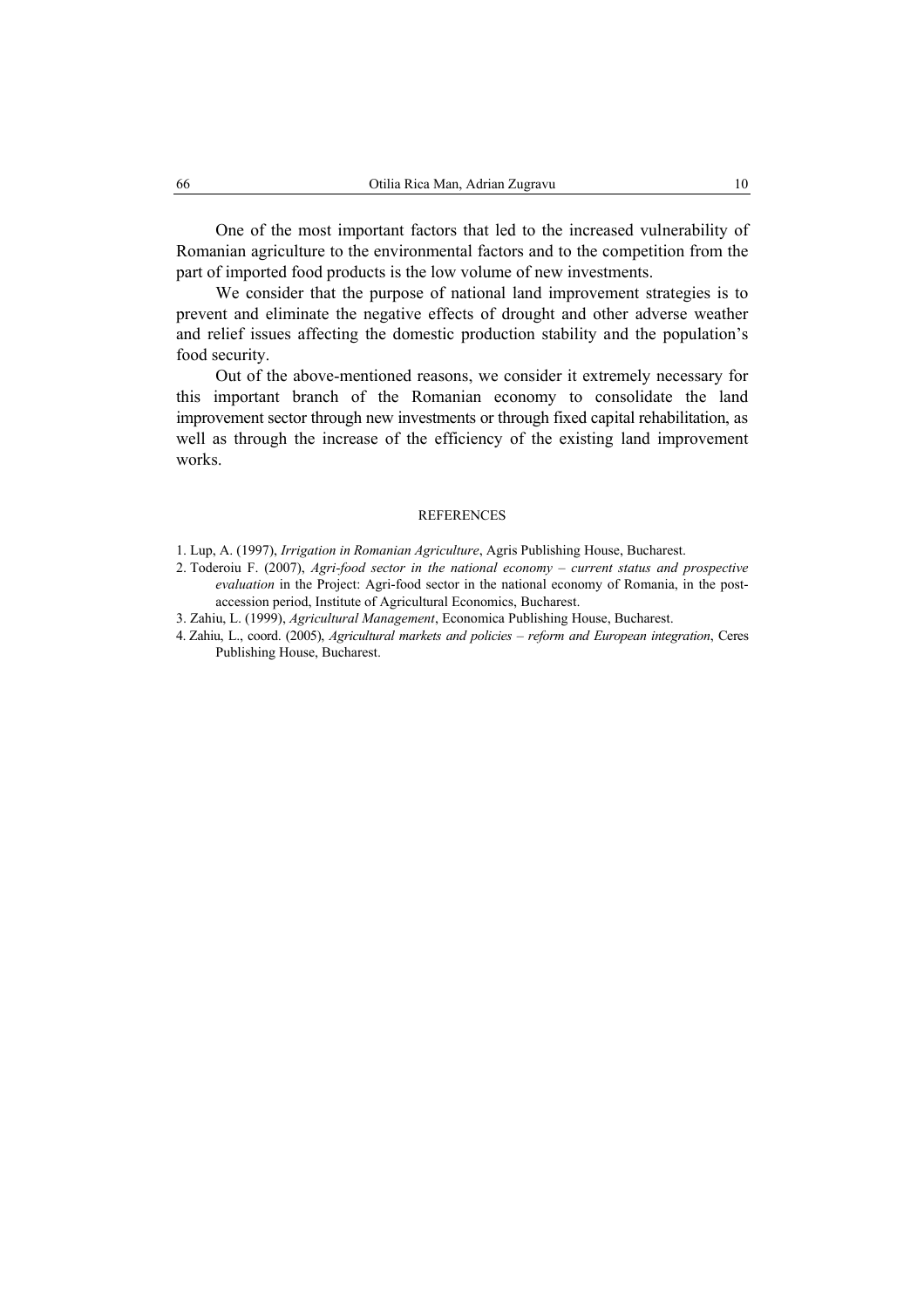One of the most important factors that led to the increased vulnerability of Romanian agriculture to the environmental factors and to the competition from the part of imported food products is the low volume of new investments.

We consider that the purpose of national land improvement strategies is to prevent and eliminate the negative effects of drought and other adverse weather and relief issues affecting the domestic production stability and the population's food security.

Out of the above-mentioned reasons, we consider it extremely necessary for this important branch of the Romanian economy to consolidate the land improvement sector through new investments or through fixed capital rehabilitation, as well as through the increase of the efficiency of the existing land improvement works.

## REFERENCES

1. Lup, A. (1997), *Irrigation in Romanian Agriculture*, Agris Publishing House, Bucharest.
2. Toderoiu F. (2007), *Agri-food sector in the national economy – current status and prospective evaluation* in the Project: Agri-food sector in the national economy of Romania, in the post-accession period, Institute of Agricultural Economics, Bucharest.
3. Zahiu, L. (1999), *Agricultural Management*, Economica Publishing House, Bucharest.
4. Zahiu, L., coord. (2005), *Agricultural markets and policies – reform and European integration*, Ceres Publishing House, Bucharest.